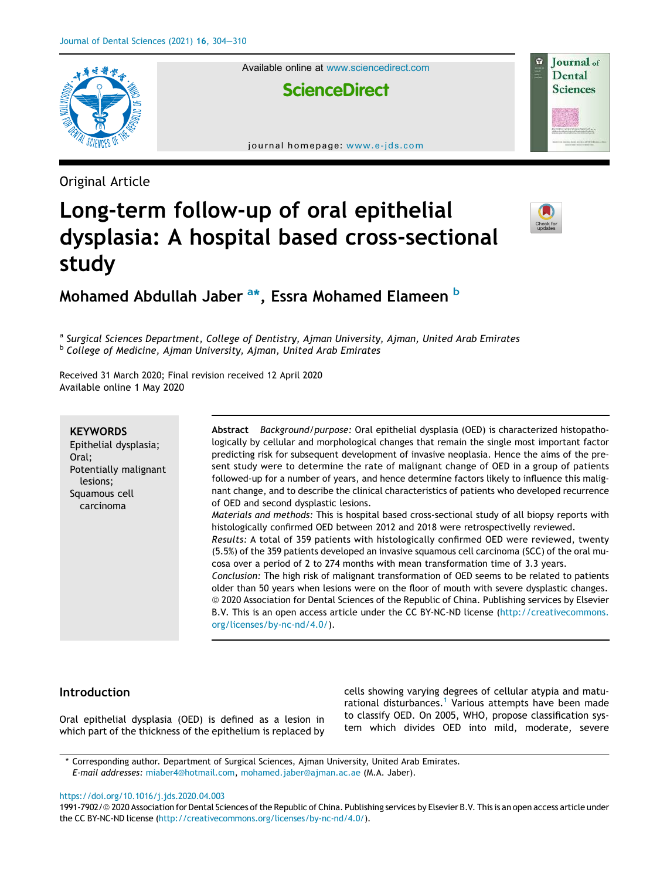Original Article

# Long-term follow-up of oral epithelial dysplasia: A hospital based cross-sectional study

**Mohamed Abdullah Jaber [a]*, Essra Mohamed Elameen [b]**

[a] *Surgical Sciences Department, College of Dentistry, Ajman University, Ajman, United Arab Emirates*
[b] *College of Medicine, Ajman University, Ajman, United Arab Emirates*

Received 31 March 2020; Final revision received 12 April 2020
Available online 1 May 2020

**KEYWORDS**
Epithelial dysplasia;
Oral;
Potentially malignant lesions;
Squamous cell carcinoma

**Abstract** *Background/purpose:* Oral epithelial dysplasia (OED) is characterized histopathologically by cellular and morphological changes that remain the single most important factor predicting risk for subsequent development of invasive neoplasia. Hence the aims of the present study were to determine the rate of malignant change of OED in a group of patients followed-up for a number of years, and hence determine factors likely to influence this malignant change, and to describe the clinical characteristics of patients who developed recurrence of OED and second dysplastic lesions.

*Materials and methods:* This is hospital based cross-sectional study of all biopsy reports with histologically confirmed OED between 2012 and 2018 were retrospectively reviewed.

*Results:* A total of 359 patients with histologically confirmed OED were reviewed, twenty (5.5%) of the 359 patients developed an invasive squamous cell carcinoma (SCC) of the oral mucosa over a period of 2 to 274 months with mean transformation time of 3.3 years.

*Conclusion*: The high risk of malignant transformation of OED seems to be related to patients older than 50 years when lesions were on the floor of mouth with severe dysplastic changes.
© 2020 Association for Dental Sciences of the Republic of China. Publishing services by Elsevier B.V. This is an open access article under the CC BY-NC-ND license (http://creativecommons.org/licenses/by-nc-nd/4.0/).

## Introduction

Oral epithelial dysplasia (OED) is defined as a lesion in which part of the thickness of the epithelium is replaced by cells showing varying degrees of cellular atypia and maturational disturbances.[1] Various attempts have been made to classify OED. On 2005, WHO, propose classification system which divides OED into mild, moderate, severe

* Corresponding author. Department of Surgical Sciences, Ajman University, United Arab Emirates.
*E-mail addresses:* miaber4@hotmail.com, mohamed.jaber@ajman.ac.ae (M.A. Jaber).

https://doi.org/10.1016/j.jds.2020.04.003
1991-7902/© 2020 Association for Dental Sciences of the Republic of China. Publishing services by Elsevier B.V. This is an open access article under the CC BY-NC-ND license (http://creativecommons.org/licenses/by-nc-nd/4.0/).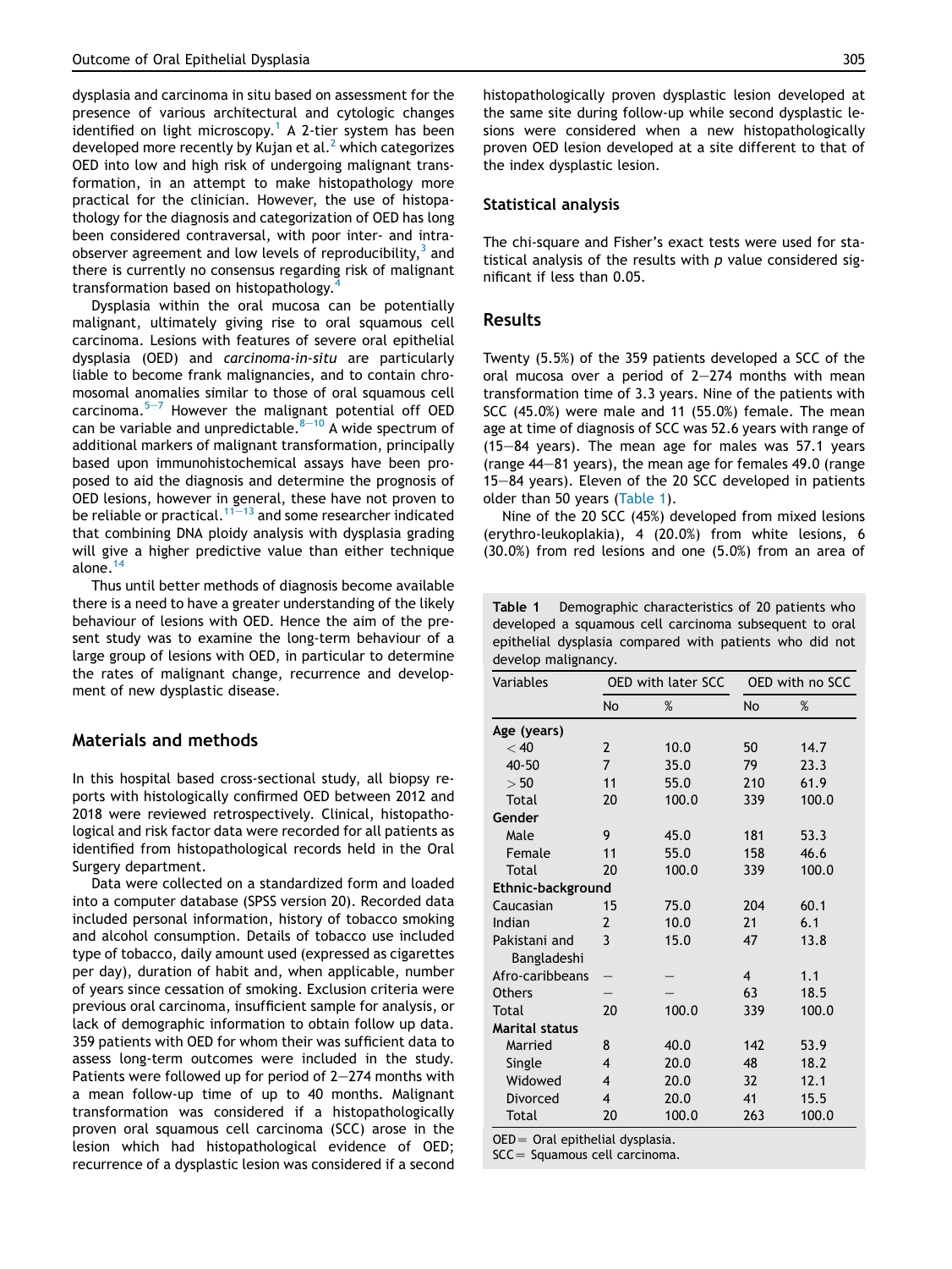dysplasia and carcinoma in situ based on assessment for the presence of various architectural and cytologic changes identified on light microscopy.[1] A 2-tier system has been developed more recently by Kujan et al.[2] which categorizes OED into low and high risk of undergoing malignant transformation, in an attempt to make histopathology more practical for the clinician. However, the use of histopathology for the diagnosis and categorization of OED has long been considered contraversal, with poor inter- and intra-observer agreement and low levels of reproducibility,[3] and there is currently no consensus regarding risk of malignant transformation based on histopathology.[4]

Dysplasia within the oral mucosa can be potentially malignant, ultimately giving rise to oral squamous cell carcinoma. Lesions with features of severe oral epithelial dysplasia (OED) and *carcinoma-in-situ* are particularly liable to become frank malignancies, and to contain chromosomal anomalies similar to those of oral squamous cell carcinoma.[5–7] However the malignant potential off OED can be variable and unpredictable.[8–10] A wide spectrum of additional markers of malignant transformation, principally based upon immunohistochemical assays have been proposed to aid the diagnosis and determine the prognosis of OED lesions, however in general, these have not proven to be reliable or practical.[11–13] and some researcher indicated that combining DNA ploidy analysis with dysplasia grading will give a higher predictive value than either technique alone.[14]

Thus until better methods of diagnosis become available there is a need to have a greater understanding of the likely behaviour of lesions with OED. Hence the aim of the present study was to examine the long-term behaviour of a large group of lesions with OED, in particular to determine the rates of malignant change, recurrence and development of new dysplastic disease.

## Materials and methods

In this hospital based cross-sectional study, all biopsy reports with histologically confirmed OED between 2012 and 2018 were reviewed retrospectively. Clinical, histopathological and risk factor data were recorded for all patients as identified from histopathological records held in the Oral Surgery department.

Data were collected on a standardized form and loaded into a computer database (SPSS version 20). Recorded data included personal information, history of tobacco smoking and alcohol consumption. Details of tobacco use included type of tobacco, daily amount used (expressed as cigarettes per day), duration of habit and, when applicable, number of years since cessation of smoking. Exclusion criteria were previous oral carcinoma, insufficient sample for analysis, or lack of demographic information to obtain follow up data. 359 patients with OED for whom their was sufficient data to assess long-term outcomes were included in the study. Patients were followed up for period of 2–274 months with a mean follow-up time of up to 40 months. Malignant transformation was considered if a histopathologically proven oral squamous cell carcinoma (SCC) arose in the lesion which had histopathological evidence of OED; recurrence of a dysplastic lesion was considered if a second histopathologically proven dysplastic lesion developed at the same site during follow-up while second dysplastic lesions were considered when a new histopathologically proven OED lesion developed at a site different to that of the index dysplastic lesion.

### Statistical analysis

The chi-square and Fisher's exact tests were used for statistical analysis of the results with $p$ value considered significant if less than 0.05.

## Results

Twenty (5.5%) of the 359 patients developed a SCC of the oral mucosa over a period of 2–274 months with mean transformation time of 3.3 years. Nine of the patients with SCC (45.0%) were male and 11 (55.0%) female. The mean age at time of diagnosis of SCC was 52.6 years with range of (15–84 years). The mean age for males was 57.1 years (range 44–81 years), the mean age for females 49.0 (range 15–84 years). Eleven of the 20 SCC developed in patients older than 50 years (Table 1).

Nine of the 20 SCC (45%) developed from mixed lesions (erythro-leukoplakia), 4 (20.0%) from white lesions, 6 (30.0%) from red lesions and one (5.0%) from an area of

Table 1 Demographic characteristics of 20 patients who developed a squamous cell carcinoma subsequent to oral epithelial dysplasia compared with patients who did not develop malignancy.

| Variables | OED with later SCC | | OED with no SCC | |
|---|---|---|---|---|
| | No | % | No | % |
| **Age (years)** | | | | |
| < 40 | 2 | 10.0 | 50 | 14.7 |
| 40-50 | 7 | 35.0 | 79 | 23.3 |
| > 50 | 11 | 55.0 | 210 | 61.9 |
| Total | 20 | 100.0 | 339 | 100.0 |
| **Gender** | | | | |
| Male | 9 | 45.0 | 181 | 53.3 |
| Female | 11 | 55.0 | 158 | 46.6 |
| Total | 20 | 100.0 | 339 | 100.0 |
| **Ethnic-background** | | | | |
| Caucasian | 15 | 75.0 | 204 | 60.1 |
| Indian | 2 | 10.0 | 21 | 6.1 |
| Pakistani and Bangladeshi | 3 | 15.0 | 47 | 13.8 |
| Afro-caribbeans | – | – | 4 | 1.1 |
| Others | – | – | 63 | 18.5 |
| Total | 20 | 100.0 | 339 | 100.0 |
| **Marital status** | | | | |
| Married | 8 | 40.0 | 142 | 53.9 |
| Single | 4 | 20.0 | 48 | 18.2 |
| Widowed | 4 | 20.0 | 32 | 12.1 |
| Divorced | 4 | 20.0 | 41 | 15.5 |
| Total | 20 | 100.0 | 263 | 100.0 |

OED = Oral epithelial dysplasia.
SCC = Squamous cell carcinoma.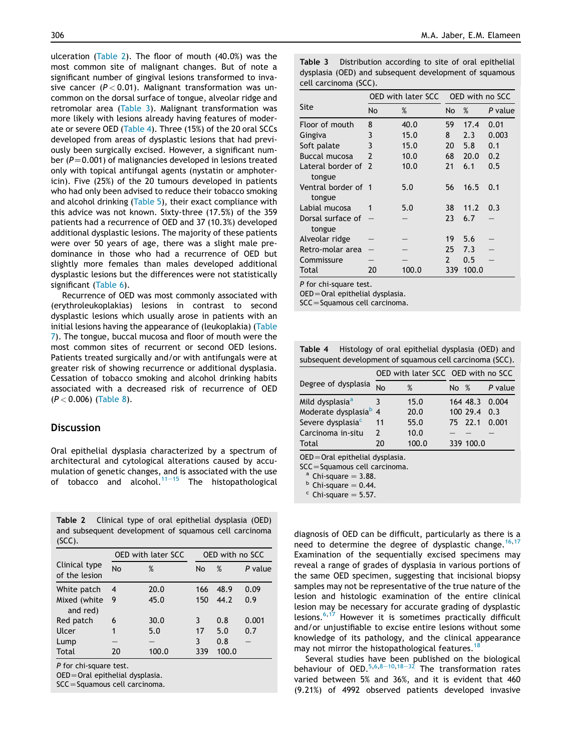ulceration (Table 2). The floor of mouth (40.0%) was the most common site of malignant changes. But of note a significant number of gingival lesions transformed to invasive cancer ($P < 0.01$). Malignant transformation was uncommon on the dorsal surface of tongue, alveolar ridge and retromolar area (Table 3). Malignant transformation was more likely with lesions already having features of moderate or severe OED (Table 4). Three (15%) of the 20 oral SCCs developed from areas of dysplastic lesions that had previously been surgically excised. However, a significant number ($P = 0.001$) of malignancies developed in lesions treated only with topical antifungal agents (nystatin or amphotericin). Five (25%) of the 20 tumours developed in patients who had only been advised to reduce their tobacco smoking and alcohol drinking (Table 5), their exact compliance with this advice was not known. Sixty-three (17.5%) of the 359 patients had a recurrence of OED and 37 (10.3%) developed additional dysplastic lesions. The majority of these patients were over 50 years of age, there was a slight male predominance in those who had a recurrence of OED but slightly more females than males developed additional dysplastic lesions but the differences were not statistically significant (Table 6).

Recurrence of OED was most commonly associated with (erythroleukoplakias) lesions in contrast to second dysplastic lesions which usually arose in patients with an initial lesions having the appearance of (leukoplakia) (Table 7). The tongue, buccal mucosa and floor of mouth were the most common sites of recurrent or second OED lesions. Patients treated surgically and/or with antifungals were at greater risk of showing recurrence or additional dysplasia. Cessation of tobacco smoking and alcohol drinking habits associated with a decreased risk of recurrence of OED ($P < 0.006$) (Table 8).

## Discussion

Oral epithelial dysplasia characterized by a spectrum of architectural and cytological alterations caused by accumulation of genetic changes, and is associated with the use of tobacco and alcohol.[11–15] The histopathological diagnosis of OED can be difficult, particularly as there is a need to determine the degree of dysplastic change.[16,17] Examination of the sequentially excised specimens may reveal a range of grades of dysplasia in various portions of the same OED specimen, suggesting that incisional biopsy samples may not be representative of the true nature of the lesion and histologic examination of the entire clinical lesion may be necessary for accurate grading of dysplastic lesions.[6,17] However it is sometimes practically difficult and/or unjustifiable to excise entire lesions without some knowledge of its pathology, and the clinical appearance may not mirror the histopathological features.[18]

Several studies have been published on the biological behaviour of OED.[5,6,8–10,18–32] The transformation rates varied between 5% and 36%, and it is evident that 460 (9.21%) of 4992 observed patients developed invasive

**Table 2** Clinical type of oral epithelial dysplasia (OED) and subsequent development of squamous cell carcinoma (SCC).

| Clinical type of the lesion | OED with later SCC | | OED with no SCC | | |
|---|---|---|---|---|---|
| | No | % | No | % | P value |
| White patch | 4 | 20.0 | 166 | 48.9 | 0.09 |
| Mixed (white and red) | 9 | 45.0 | 150 | 44.2 | 0.9 |
| Red patch | 6 | 30.0 | 3 | 0.8 | 0.001 |
| Ulcer | 1 | 5.0 | 17 | 5.0 | 0.7 |
| Lump | — | — | 3 | 0.8 | — |
| Total | 20 | 100.0 | 339 | 100.0 | |

*P* for chi-square test.
OED = Oral epithelial dysplasia.
SCC = Squamous cell carcinoma.

**Table 3** Distribution according to site of oral epithelial dysplasia (OED) and subsequent development of squamous cell carcinoma (SCC).

| Site | OED with later SCC | | OED with no SCC | | |
|---|---|---|---|---|---|
| | No | % | No | % | P value |
| Floor of mouth | 8 | 40.0 | 59 | 17.4 | 0.01 |
| Gingiva | 3 | 15.0 | 8 | 2.3 | 0.003 |
| Soft palate | 3 | 15.0 | 20 | 5.8 | 0.1 |
| Buccal mucosa | 2 | 10.0 | 68 | 20.0 | 0.2 |
| Lateral border of tongue | 2 | 10.0 | 21 | 6.1 | 0.5 |
| Ventral border of tongue | 1 | 5.0 | 56 | 16.5 | 0.1 |
| Labial mucosa | 1 | 5.0 | 38 | 11.2 | 0.3 |
| Dorsal surface of tongue | — | — | 23 | 6.7 | — |
| Alveolar ridge | — | — | 19 | 5.6 | — |
| Retro-molar area | — | — | 25 | 7.3 | — |
| Commissure | — | — | 2 | 0.5 | — |
| Total | 20 | 100.0 | 339 | 100.0 | |

*P* for chi-square test.
OED = Oral epithelial dysplasia.
SCC = Squamous cell carcinoma.

**Table 4** Histology of oral epithelial dysplasia (OED) and subsequent development of squamous cell carcinoma (SCC).

| Degree of dysplasia | OED with later SCC | | OED with no SCC | | |
|---|---|---|---|---|---|
| | No | % | No | % | P value |
| Mild dysplasia[a] | 3 | 15.0 | 164 | 48.3 | 0.004 |
| Moderate dysplasia[b] | 4 | 20.0 | 100 | 29.4 | 0.3 |
| Severe dysplasia[c] | 11 | 55.0 | 75 | 22.1 | 0.001 |
| Carcinoma in-situ | 2 | 10.0 | — | — | — |
| Total | 20 | 100.0 | 339 | 100.0 | |

OED = Oral epithelial dysplasia.
SCC = Squamous cell carcinoma.
[a] Chi-square = 3.88.
[b] Chi-square = 0.44.
[c] Chi-square = 5.57.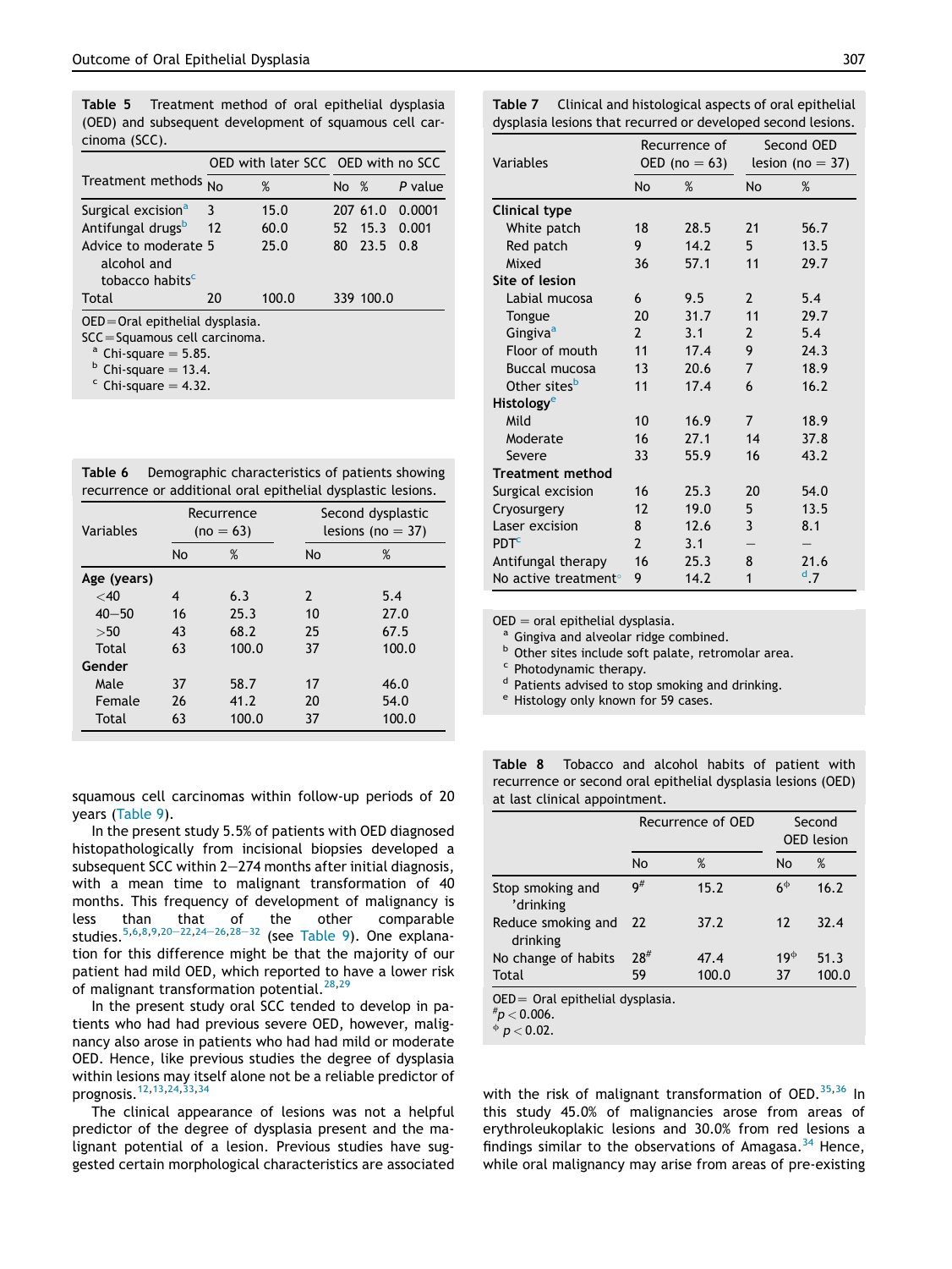**Table 5** Treatment method of oral epithelial dysplasia (OED) and subsequent development of squamous cell carcinoma (SCC).

| Treatment methods | OED with later SCC | | OED with no SCC | | |
|---|---|---|---|---|---|
| | No | % | No | % | P value |
| Surgical excision[a] | 3 | 15.0 | 207 | 61.0 | 0.0001 |
| Antifungal drugs[b] | 12 | 60.0 | 52 | 15.3 | 0.001 |
| Advice to moderate alcohol and tobacco habits[c] | 5 | 25.0 | 80 | 23.5 | 0.8 |
| Total | 20 | 100.0 | 339 | 100.0 | |

OED = Oral epithelial dysplasia.
SCC = Squamous cell carcinoma.
[a] Chi-square = 5.85.
[b] Chi-square = 13.4.
[c] Chi-square = 4.32.

**Table 6** Demographic characteristics of patients showing recurrence or additional oral epithelial dysplastic lesions.

| Variables | Recurrence (no = 63) | | Second dysplastic lesions (no = 37) | |
|---|---|---|---|---|
| | No | % | No | % |
| **Age (years)** | | | | |
| <40 | 4 | 6.3 | 2 | 5.4 |
| 40–50 | 16 | 25.3 | 10 | 27.0 |
| >50 | 43 | 68.2 | 25 | 67.5 |
| Total | 63 | 100.0 | 37 | 100.0 |
| **Gender** | | | | |
| Male | 37 | 58.7 | 17 | 46.0 |
| Female | 26 | 41.2 | 20 | 54.0 |
| Total | 63 | 100.0 | 37 | 100.0 |

squamous cell carcinomas within follow-up periods of 20 years (Table 9).

In the present study 5.5% of patients with OED diagnosed histopathologically from incisional biopsies developed a subsequent SCC within 2–274 months after initial diagnosis, with a mean time to malignant transformation of 40 months. This frequency of development of malignancy is less than that of the other comparable studies.[5,6,8,9,20–22,24–26,28–32] (see Table 9). One explanation for this difference might be that the majority of our patient had mild OED, which reported to have a lower risk of malignant transformation potential.[28,29]

In the present study oral SCC tended to develop in patients who had had previous severe OED, however, malignancy also arose in patients who had had mild or moderate OED. Hence, like previous studies the degree of dysplasia within lesions may itself alone not be a reliable predictor of prognosis.[12,13,24,33,34]

The clinical appearance of lesions was not a helpful predictor of the degree of dysplasia present and the malignant potential of a lesion. Previous studies have suggested certain morphological characteristics are associated with the risk of malignant transformation of OED.[35,36] In this study 45.0% of malignancies arose from areas of erythroleukoplakic lesions and 30.0% from red lesions a findings similar to the observations of Amagasa.[34] Hence, while oral malignancy may arise from areas of pre-existing

**Table 7** Clinical and histological aspects of oral epithelial dysplasia lesions that recurred or developed second lesions.

| Variables | Recurrence of OED (no = 63) | | Second OED lesion (no = 37) | |
|---|---|---|---|---|
| | No | % | No | % |
| **Clinical type** | | | | |
| White patch | 18 | 28.5 | 21 | 56.7 |
| Red patch | 9 | 14.2 | 5 | 13.5 |
| Mixed | 36 | 57.1 | 11 | 29.7 |
| **Site of lesion** | | | | |
| Labial mucosa | 6 | 9.5 | 2 | 5.4 |
| Tongue | 20 | 31.7 | 11 | 29.7 |
| Gingiva[a] | 2 | 3.1 | 2 | 5.4 |
| Floor of mouth | 11 | 17.4 | 9 | 24.3 |
| Buccal mucosa | 13 | 20.6 | 7 | 18.9 |
| Other sites[b] | 11 | 17.4 | 6 | 16.2 |
| **Histology**[e] | | | | |
| Mild | 10 | 16.9 | 7 | 18.9 |
| Moderate | 16 | 27.1 | 14 | 37.8 |
| Severe | 33 | 55.9 | 16 | 43.2 |
| **Treatment method** | | | | |
| Surgical excision | 16 | 25.3 | 20 | 54.0 |
| Cryosurgery | 12 | 19.0 | 5 | 13.5 |
| Laser excision | 8 | 12.6 | 3 | 8.1 |
| PDT[c] | 2 | 3.1 | – | – |
| Antifungal therapy | 16 | 25.3 | 8 | 21.6 |
| No active treatment[d] | 9 | 14.2 | 1 | 2.7 |

OED = oral epithelial dysplasia.
[a] Gingiva and alveolar ridge combined.
[b] Other sites include soft palate, retromolar area.
[c] Photodynamic therapy.
[d] Patients advised to stop smoking and drinking.
[e] Histology only known for 59 cases.

**Table 8** Tobacco and alcohol habits of patient with recurrence or second oral epithelial dysplasia lesions (OED) at last clinical appointment.

| | Recurrence of OED | | Second OED lesion | |
|---|---|---|---|---|
| | No | % | No | % |
| Stop smoking and drinking | 9[#] | 15.2 | 6[Φ] | 16.2 |
| Reduce smoking and drinking | 22 | 37.2 | 12 | 32.4 |
| No change of habits | 28[#] | 47.4 | 19[Φ] | 51.3 |
| Total | 59 | 100.0 | 37 | 100.0 |

OED = Oral epithelial dysplasia.
[#] $p < 0.006$.
[Φ] $p < 0.02$.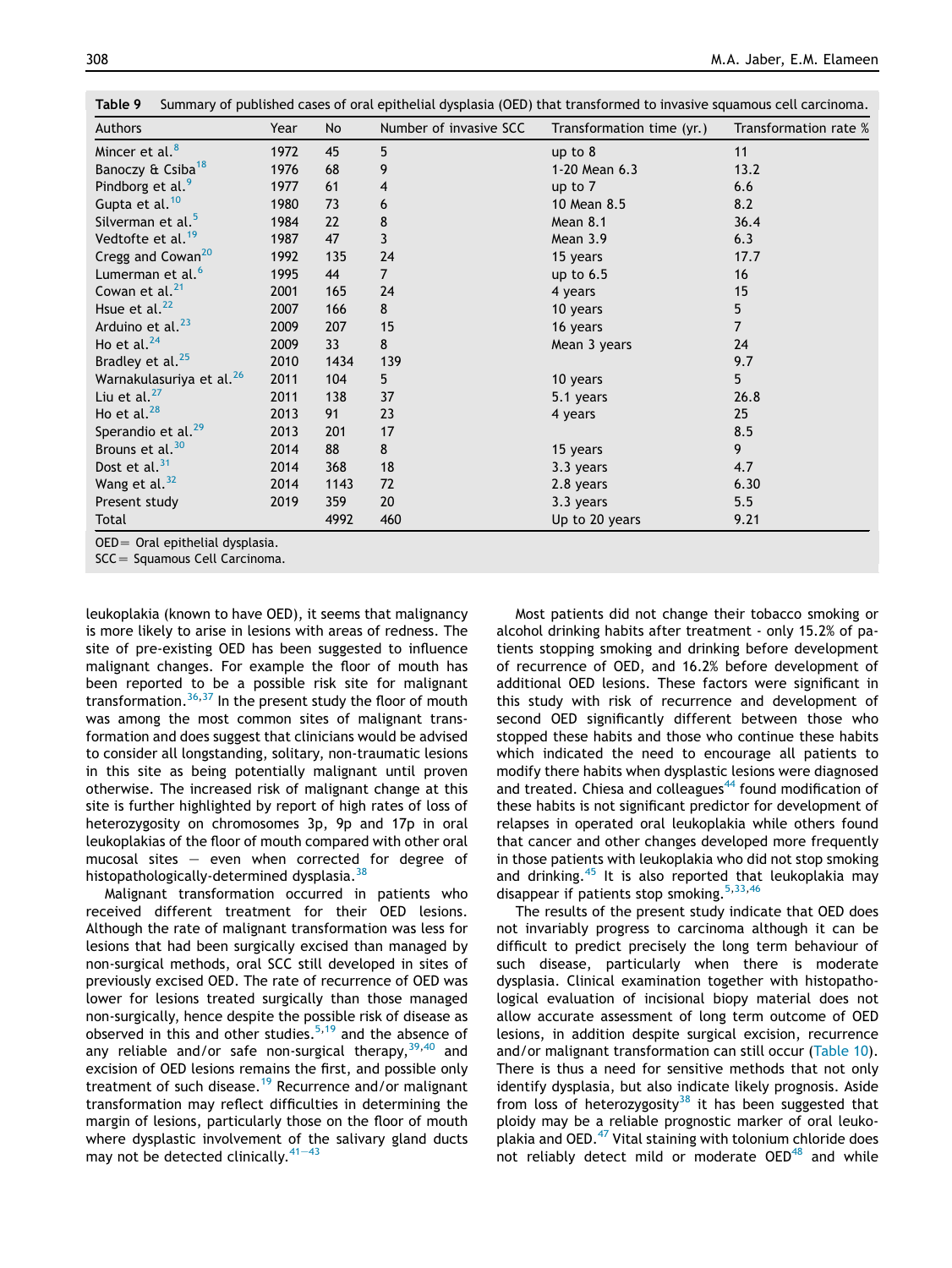**Table 9** Summary of published cases of oral epithelial dysplasia (OED) that transformed to invasive squamous cell carcinoma.

| Authors | Year | No | Number of invasive SCC | Transformation time (yr.) | Transformation rate % |
|---|---|---|---|---|---|
| Mincer et al.[8] | 1972 | 45 | 5 | up to 8 | 11 |
| Banoczy & Csiba[18] | 1976 | 68 | 9 | 1-20 Mean 6.3 | 13.2 |
| Pindborg et al.[9] | 1977 | 61 | 4 | up to 7 | 6.6 |
| Gupta et al.[10] | 1980 | 73 | 6 | 10 Mean 8.5 | 8.2 |
| Silverman et al.[5] | 1984 | 22 | 8 | Mean 8.1 | 36.4 |
| Vedtofte et al.[19] | 1987 | 47 | 3 | Mean 3.9 | 6.3 |
| Cregg and Cowan[20] | 1992 | 135 | 24 | 15 years | 17.7 |
| Lumerman et al.[6] | 1995 | 44 | 7 | up to 6.5 | 16 |
| Cowan et al.[21] | 2001 | 165 | 24 | 4 years | 15 |
| Hsue et al.[22] | 2007 | 166 | 8 | 10 years | 5 |
| Arduino et al.[23] | 2009 | 207 | 15 | 16 years | 7 |
| Ho et al.[24] | 2009 | 33 | 8 | Mean 3 years | 24 |
| Bradley et al.[25] | 2010 | 1434 | 139 | | 9.7 |
| Warnakulasuriya et al.[26] | 2011 | 104 | 5 | 10 years | 5 |
| Liu et al.[27] | 2011 | 138 | 37 | 5.1 years | 26.8 |
| Ho et al.[28] | 2013 | 91 | 23 | 4 years | 25 |
| Sperandio et al.[29] | 2013 | 201 | 17 | | 8.5 |
| Brouns et al.[30] | 2014 | 88 | 8 | 15 years | 9 |
| Dost et al.[31] | 2014 | 368 | 18 | 3.3 years | 4.7 |
| Wang et al.[32] | 2014 | 1143 | 72 | 2.8 years | 6.30 |
| Present study | 2019 | 359 | 20 | 3.3 years | 5.5 |
| Total | | 4992 | 460 | Up to 20 years | 9.21 |

OED= Oral epithelial dysplasia.
SCC= Squamous Cell Carcinoma.

leukoplakia (known to have OED), it seems that malignancy is more likely to arise in lesions with areas of redness. The site of pre-existing OED has been suggested to influence malignant changes. For example the floor of mouth has been reported to be a possible risk site for malignant transformation.[36,37] In the present study the floor of mouth was among the most common sites of malignant transformation and does suggest that clinicians would be advised to consider all longstanding, solitary, non-traumatic lesions in this site as being potentially malignant until proven otherwise. The increased risk of malignant change at this site is further highlighted by report of high rates of loss of heterozygosity on chromosomes 3p, 9p and 17p in oral leukoplakias of the floor of mouth compared with other oral mucosal sites — even when corrected for degree of histopathologically-determined dysplasia.[38]

Malignant transformation occurred in patients who received different treatment for their OED lesions. Although the rate of malignant transformation was less for lesions that had been surgically excised than managed by non-surgical methods, oral SCC still developed in sites of previously excised OED. The rate of recurrence of OED was lower for lesions treated surgically than those managed non-surgically, hence despite the possible risk of disease as observed in this and other studies.[5,19] and the absence of any reliable and/or safe non-surgical therapy,[39,40] and excision of OED lesions remains the first, and possible only treatment of such disease.[19] Recurrence and/or malignant transformation may reflect difficulties in determining the margin of lesions, particularly those on the floor of mouth where dysplastic involvement of the salivary gland ducts may not be detected clinically.[41–43]

Most patients did not change their tobacco smoking or alcohol drinking habits after treatment - only 15.2% of patients stopping smoking and drinking before development of recurrence of OED, and 16.2% before development of additional OED lesions. These factors were significant in this study with risk of recurrence and development of second OED significantly different between those who stopped these habits and those who continue these habits which indicated the need to encourage all patients to modify there habits when dysplastic lesions were diagnosed and treated. Chiesa and colleagues[44] found modification of these habits is not significant predictor for development of relapses in operated oral leukoplakia while others found that cancer and other changes developed more frequently in those patients with leukoplakia who did not stop smoking and drinking.[45] It is also reported that leukoplakia may disappear if patients stop smoking.[5,33,46]

The results of the present study indicate that OED does not invariably progress to carcinoma although it can be difficult to predict precisely the long term behaviour of such disease, particularly when there is moderate dysplasia. Clinical examination together with histopathological evaluation of incisional biopy material does not allow accurate assessment of long term outcome of OED lesions, in addition despite surgical excision, recurrence and/or malignant transformation can still occur (Table 10). There is thus a need for sensitive methods that not only identify dysplasia, but also indicate likely prognosis. Aside from loss of heterozygosity[38] it has been suggested that ploidy may be a reliable prognostic marker of oral leukoplakia and OED.[47] Vital staining with tolonium chloride does not reliably detect mild or moderate OED[48] and while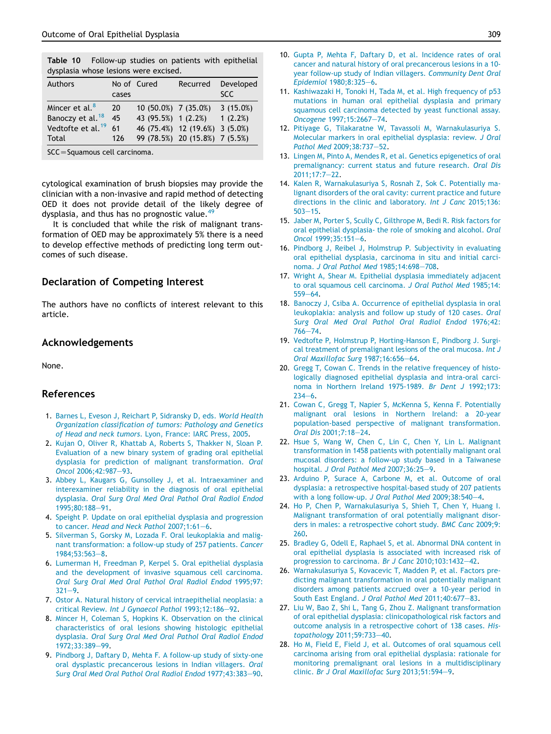Table 10 Follow-up studies on patients with epithelial dysplasia whose lesions were excised.

| Authors | No of cases | Cured | Recurred | Developed SCC |
|---|---|---|---|---|
| Mincer et al.[8] | 20 | 10 (50.0%) | 7 (35.0%) | 3 (15.0%) |
| Banoczy et al.[18] | 45 | 43 (95.5%) | 1 (2.2%) | 1 (2.2%) |
| Vedtofte et al.[19] | 61 | 46 (75.4%) | 12 (19.6%) | 3 (5.0%) |
| Total | 126 | 99 (78.5%) | 20 (15.8%) | 7 (5.5%) |

SCC = Squamous cell carcinoma.

cytological examination of brush biopsies may provide the clinician with a non-invasive and rapid method of detecting OED it does not provide detail of the likely degree of dysplasia, and thus has no prognostic value.[49]

It is concluded that while the risk of malignant transformation of OED may be approximately 5% there is a need to develop effective methods of predicting long term outcomes of such disease.

## Declaration of Competing Interest

The authors have no conflicts of interest relevant to this article.

## Acknowledgements

None.

## References

1. Barnes L, Eveson J, Reichart P, Sidransky D, eds. *World Health Organization classification of tumors: Pathology and Genetics of Head and neck tumors*. Lyon, France: IARC Press, 2005.
2. Kujan O, Oliver R, Khattab A, Roberts S, Thakker N, Sloan P. Evaluation of a new binary system of grading oral epithelial dysplasia for prediction of malignant transformation. *Oral Oncol* 2006;42:987–93.
3. Abbey L, Kaugars G, Gunsolley J, et al. Intraexaminer and interexaminer reliability in the diagnosis of oral epithelial dysplasia. *Oral Surg Oral Med Oral Pathol Oral Radiol Endod* 1995;80:188–91.
4. Speight P. Update on oral epithelial dysplasia and progression to cancer. *Head and Neck Pathol* 2007;1:61–6.
5. Silverman S, Gorsky M, Lozada F. Oral leukoplakia and malignant transformation: a follow-up study of 257 patients. *Cancer* 1984;53:563–8.
6. Lumerman H, Freedman P, Kerpel S. Oral epithelial dysplasia and the development of invasive squamous cell carcinoma. *Oral Surg Oral Med Oral Pathol Oral Radiol Endod* 1995;97: 321–9.
7. Ostor A. Natural history of cervical intraepithelial neoplasia: a critical Review. *Int J Gynaecol Pathol* 1993;12:186–92.
8. Mincer H, Coleman S, Hopkins K. Observation on the clinical characteristics of oral lesions showing histologic epithelial dysplasia. *Oral Surg Oral Med Oral Pathol Oral Radiol Endod* 1972;33:389–99.
9. Pindborg J, Daftary D, Mehta F. A follow-up study of sixty-one oral dysplastic precancerous lesions in Indian villagers. *Oral Surg Oral Med Oral Pathol Oral Radiol Endod* 1977;43:383–90.
10. Gupta P, Mehta F, Daftary D, et al. Incidence rates of oral cancer and natural history of oral precancerous lesions in a 10-year follow-up study of Indian villagers. *Community Dent Oral Epidemiol* 1980;8:325–6.
11. Kashiwazaki H, Tonoki H, Tada M, et al. High frequency of p53 mutations in human oral epithelial dysplasia and primary squamous cell carcinoma detected by yeast functional assay. *Oncogene* 1997;15:2667–74.
12. Pitiyage G, Tilakaratne W, Tavassoli M, Warnakulasuriya S. Molecular markers in oral epithelial dysplasia: review. *J Oral Pathol Med* 2009;38:737–52.
13. Lingen M, Pinto A, Mendes R, et al. Genetics epigenetics of oral premalignancy: current status and future research. *Oral Dis* 2011;17:7–22.
14. Kalen R, Warnakulasuriya S, Rosnah Z, Sok C. Potentially malignant disorders of the oral cavity: current practice and future directions in the clinic and laboratory. *Int J Canc* 2015;136: 503–15.
15. Jaber M, Porter S, Scully C, Gilthrope M, Bedi R. Risk factors for oral epithelial dysplasia- the role of smoking and alcohol. *Oral Oncol* 1999;35:151–6.
16. Pindborg J, Reibel J, Holmstrup P. Subjectivity in evaluating oral epithelial dysplasia, carcinoma in situ and initial carcinoma. *J Oral Pathol Med* 1985;14:698–708.
17. Wright A, Shear M. Epithelial dysplasia immediately adjacent to oral squamous cell carcinoma. *J Oral Pathol Med* 1985;14: 559–64.
18. Banoczy J, Csiba A. Occurrence of epithelial dysplasia in oral leukoplakia: analysis and follow up study of 120 cases. *Oral Surg Oral Med Oral Pathol Oral Radiol Endod* 1976;42: 766–74.
19. Vedtofte P, Holmstrup P, Horting-Hanson E, Pindborg J. Surgical treatment of premalignant lesions of the oral mucosa. *Int J Oral Maxillofac Surg* 1987;16:656–64.
20. Gregg T, Cowan C. Trends in the relative frequency of histologically diagnosed epithelial dysplasia and intra-oral carcinoma in Northern Ireland 1975-1989. *Br Dent J* 1992;173: 234–6.
21. Cowan C, Gregg T, Napier S, McKenna S, Kenna F. Potentially malignant oral lesions in Northern Ireland: a 20-year population-based perspective of malignant transformation. *Oral Dis* 2001;7:18–24.
22. Hsue S, Wang W, Chen C, Lin C, Chen Y, Lin L. Malignant transformation in 1458 patients with potentially malignant oral mucosal disorders: a follow-up study based in a Taiwanese hospital. *J Oral Pathol Med* 2007;36:25–9.
23. Arduino P, Surace A, Carbone M, et al. Outcome of oral dysplasia: a retrospective hospital-based study of 207 patients with a long follow-up. *J Oral Pathol Med* 2009;38:540–4.
24. Ho P, Chen P, Warnakulasuriya S, Shieh T, Chen Y, Huang I. Malignant transformation of oral potentially malignant disorders in males: a retrospective cohort study. *BMC Canc* 2009;9: 260.
25. Bradley G, Odell E, Raphael S, et al. Abnormal DNA content in oral epithelial dysplasia is associated with increased risk of progression to carcinoma. *Br J Canc* 2010;103:1432–42.
26. Warnakulasuriya S, Kovacevic T, Madden P, et al. Factors predicting malignant transformation in oral potentially malignant disorders among patients accrued over a 10-year period in South East England. *J Oral Pathol Med* 2011;40:677–83.
27. Liu W, Bao Z, Shi L, Tang G, Zhou Z. Malignant transformation of oral epithelial dysplasia: clinicopathological risk factors and outcome analysis in a retrospective cohort of 138 cases. *Histopathology* 2011;59:733–40.
28. Ho M, Field E, Field J, et al. Outcomes of oral squamous cell carcinoma arising from oral epithelial dysplasia: rationale for monitoring premalignant oral lesions in a multidisciplinary clinic. *Br J Oral Maxillofac Surg* 2013;51:594–9.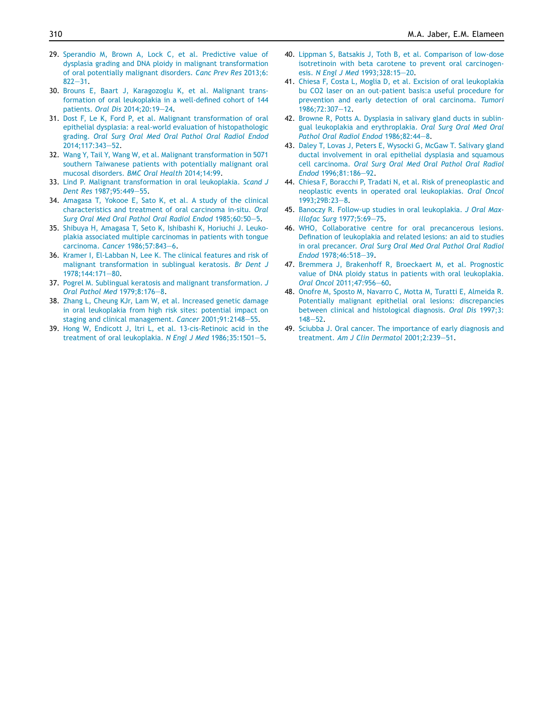29. Sperandio M, Brown A, Lock C, et al. Predictive value of dysplasia grading and DNA ploidy in malignant transformation of oral potentially malignant disorders. *Canc Prev Res* 2013;6: 822—31.
30. Brouns E, Baart J, Karagozoglu K, et al. Malignant transformation of oral leukoplakia in a well-defined cohort of 144 patients. *Oral Dis* 2014;20:19—24.
31. Dost F, Le K, Ford P, et al. Malignant transformation of oral epithelial dysplasia: a real-world evaluation of histopathologic grading. *Oral Surg Oral Med Oral Pathol Oral Radiol Endod* 2014;117:343—52.
32. Wang Y, Tail Y, Wang W, et al. Malignant transformation in 5071 southern Taiwanese patients with potentially malignant oral mucosal disorders. *BMC Oral Health* 2014;14:99.
33. Lind P. Malignant transformation in oral leukoplakia. *Scand J Dent Res* 1987;95:449—55.
34. Amagasa T, Yokooe E, Sato K, et al. A study of the clinical characteristics and treatment of oral carcinoma in-situ. *Oral Surg Oral Med Oral Pathol Oral Radiol Endod* 1985;60:50—5.
35. Shibuya H, Amagasa T, Seto K, Ishibashi K, Horiuchi J. Leukoplakia associated multiple carcinomas in patients with tongue carcinoma. *Cancer* 1986;57:843—6.
36. Kramer I, El-Labban N, Lee K. The clinical features and risk of malignant transformation in sublingual keratosis. *Br Dent J* 1978;144:171—80.
37. Pogrel M. Sublingual keratosis and malignant transformation. *J Oral Pathol Med* 1979;8:176—8.
38. Zhang L, Cheung KJr, Lam W, et al. Increased genetic damage in oral leukoplakia from high risk sites: potential impact on staging and clinical management. *Cancer* 2001;91:2148—55.
39. Hong W, Endicott J, ltri L, et al. 13-cis-Retinoic acid in the treatment of oral leukoplakia. *N Engl J Med* 1986;35:1501—5.
40. Lippman S, Batsakis J, Toth B, et al. Comparison of low-dose isotretinoin with beta carotene to prevent oral carcinogenesis. *N Engl J Med* 1993;328:15—20.
41. Chiesa F, Costa L, Moglia D, et al. Excision of oral leukoplakia bu CO2 laser on an out-patient basis:a useful procedure for prevention and early detection of oral carcinoma. *Tumori* 1986;72:307—12.
42. Browne R, Potts A. Dysplasia in salivary gland ducts in sublingual leukoplakia and erythroplakia. *Oral Surg Oral Med Oral Pathol Oral Radiol Endod* 1986;82:44—8.
43. Daley T, Lovas J, Peters E, Wysocki G, McGaw T. Salivary gland ductal involvement in oral epithelial dysplasia and squamous cell carcinoma. *Oral Surg Oral Med Oral Pathol Oral Radiol Endod* 1996;81:186—92.
44. Chiesa F, Boracchi P, Tradati N, et al. Risk of preneoplastic and neoplastic events in operated oral leukoplakias. *Oral Oncol* 1993;29B:23—8.
45. Banoczy R. Follow-up studies in oral leukoplakia. *J Oral Maxillofac Surg* 1977;5:69—75.
46. WHO, Collaborative centre for oral precancerous lesions. Defination of leukoplakia and related lesions: an aid to studies in oral precancer. *Oral Surg Oral Med Oral Pathol Oral Radiol Endod* 1978;46:518—39.
47. Bremmera J, Brakenhoff R, Broeckaert M, et al. Prognostic value of DNA ploidy status in patients with oral leukoplakia. *Oral Oncol* 2011;47:956—60.
48. Onofre M, Sposto M, Navarro C, Motta M, Turatti E, Almeida R. Potentially malignant epithelial oral lesions: discrepancies between clinical and histological diagnosis. *Oral Dis* 1997;3: 148—52.
49. Sciubba J. Oral cancer. The importance of early diagnosis and treatment. *Am J Clin Dermatol* 2001;2:239—51.